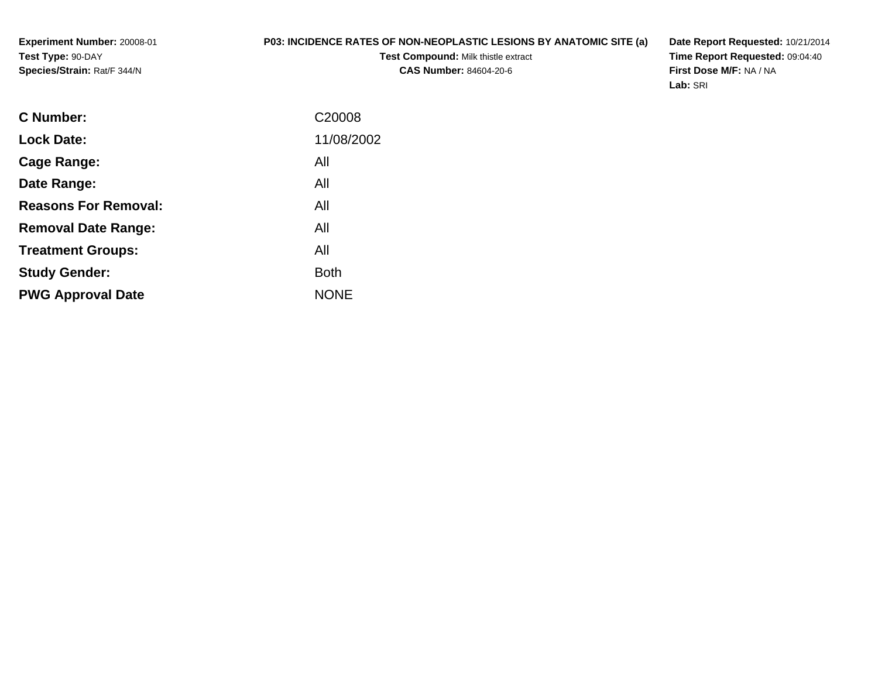**Experiment Number:** 20008-01
**Test Type:** 90-DAY
**Species/Strain:** Rat/F 344/N

**P03: INCIDENCE RATES OF NON-NEOPLASTIC LESIONS BY ANATOMIC SITE (a)**
**Test Compound:** Milk thistle extract
**CAS Number:** 84604-20-6

**Date Report Requested:** 10/21/2014
**Time Report Requested:** 09:04:40
**First Dose M/F:** NA / NA
**Lab:** SRI

| | |
|---|---|
| **C Number:** | C20008 |
| **Lock Date:** | 11/08/2002 |
| **Cage Range:** | All |
| **Date Range:** | All |
| **Reasons For Removal:** | All |
| **Removal Date Range:** | All |
| **Treatment Groups:** | All |
| **Study Gender:** | Both |
| **PWG Approval Date** | NONE |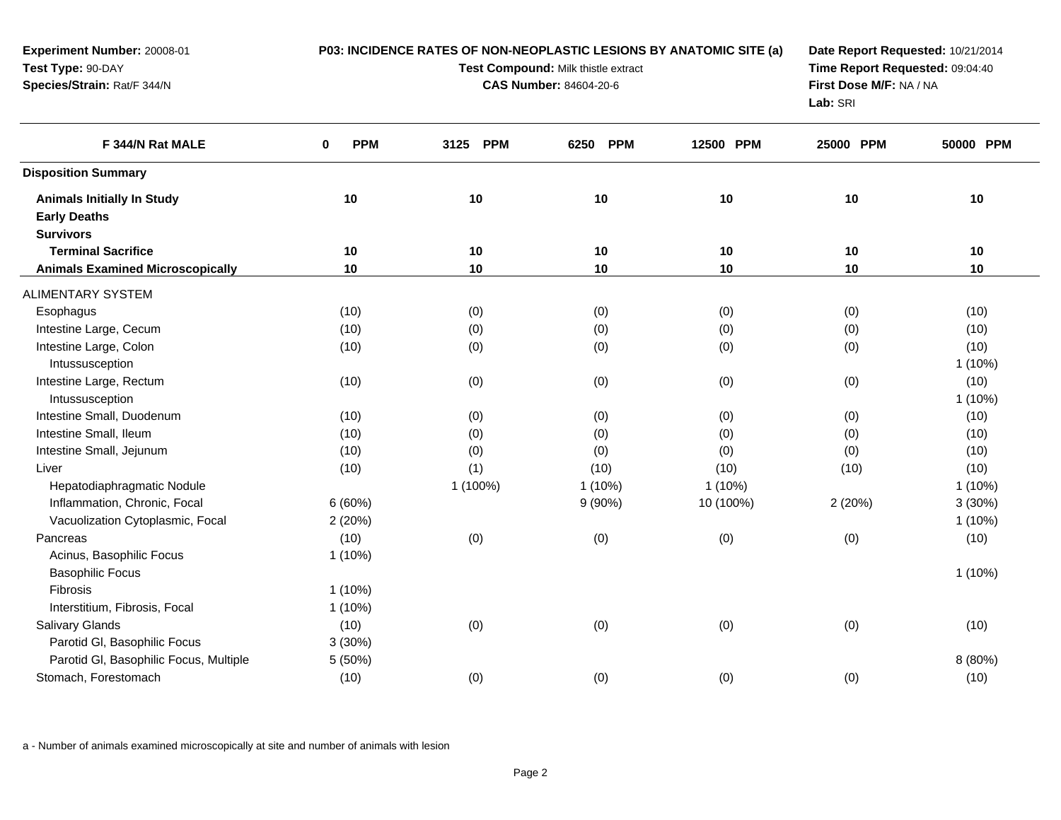**Experiment Number:** 20008-01
**Test Type:** 90-DAY
**Species/Strain:** Rat/F 344/N

**P03: INCIDENCE RATES OF NON-NEOPLASTIC LESIONS BY ANATOMIC SITE (a)**
**Test Compound:** Milk thistle extract
**CAS Number:** 84604-20-6

**Date Report Requested:** 10/21/2014
**Time Report Requested:** 09:04:40
**First Dose M/F:** NA / NA
**Lab:** SRI

| F 344/N Rat MALE | 0 PPM | 3125 PPM | 6250 PPM | 12500 PPM | 25000 PPM | 50000 PPM |
|---|---|---|---|---|---|---|
| **Disposition Summary** | | | | | | |
| **Animals Initially In Study** | 10 | 10 | 10 | 10 | 10 | 10 |
| **Early Deaths** | | | | | | |
| **Survivors** | | | | | | |
| **Terminal Sacrifice** | 10 | 10 | 10 | 10 | 10 | 10 |
| **Animals Examined Microscopically** | 10 | 10 | 10 | 10 | 10 | 10 |
| ALIMENTARY SYSTEM | | | | | | |
| Esophagus | (10) | (0) | (0) | (0) | (0) | (10) |
| Intestine Large, Cecum | (10) | (0) | (0) | (0) | (0) | (10) |
| Intestine Large, Colon | (10) | (0) | (0) | (0) | (0) | (10) |
| Intussusception | | | | | | 1 (10%) |
| Intestine Large, Rectum | (10) | (0) | (0) | (0) | (0) | (10) |
| Intussusception | | | | | | 1 (10%) |
| Intestine Small, Duodenum | (10) | (0) | (0) | (0) | (0) | (10) |
| Intestine Small, Ileum | (10) | (0) | (0) | (0) | (0) | (10) |
| Intestine Small, Jejunum | (10) | (0) | (0) | (0) | (0) | (10) |
| Liver | (10) | (1) | (10) | (10) | (10) | (10) |
| Hepatodiaphragmatic Nodule | | 1 (100%) | 1 (10%) | 1 (10%) | | 1 (10%) |
| Inflammation, Chronic, Focal | 6 (60%) | | 9 (90%) | 10 (100%) | 2 (20%) | 3 (30%) |
| Vacuolization Cytoplasmic, Focal | 2 (20%) | | | | | 1 (10%) |
| Pancreas | (10) | (0) | (0) | (0) | (0) | (10) |
| Acinus, Basophilic Focus | 1 (10%) | | | | | |
| Basophilic Focus | | | | | | 1 (10%) |
| Fibrosis | 1 (10%) | | | | | |
| Interstitium, Fibrosis, Focal | 1 (10%) | | | | | |
| Salivary Glands | (10) | (0) | (0) | (0) | (0) | (10) |
| Parotid Gl, Basophilic Focus | 3 (30%) | | | | | |
| Parotid Gl, Basophilic Focus, Multiple | 5 (50%) | | | | | 8 (80%) |
| Stomach, Forestomach | (10) | (0) | (0) | (0) | (0) | (10) |

a - Number of animals examined microscopically at site and number of animals with lesion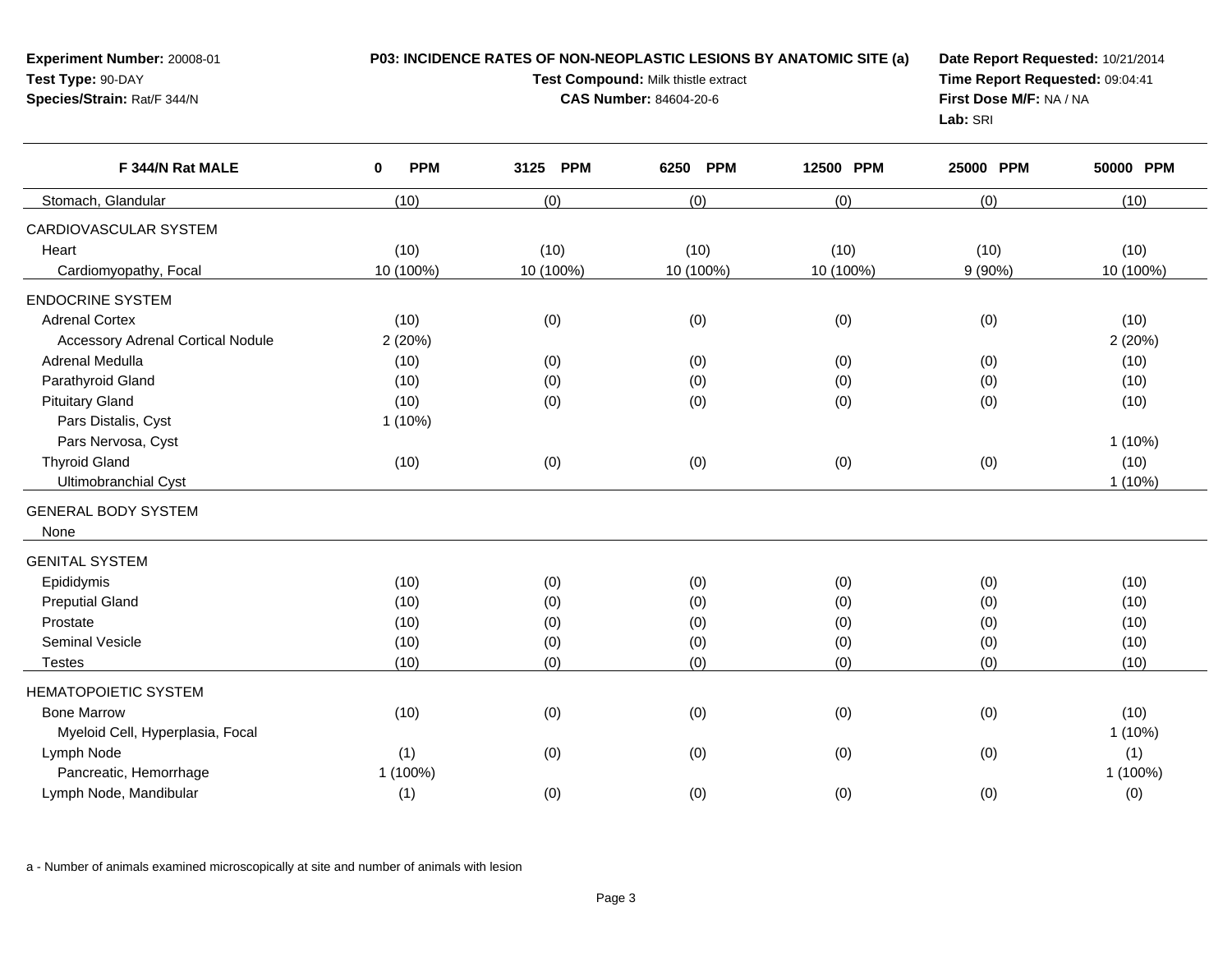**Experiment Number:** 20008-01
**Test Type:** 90-DAY
**Species/Strain:** Rat/F 344/N

**P03: INCIDENCE RATES OF NON-NEOPLASTIC LESIONS BY ANATOMIC SITE (a)**
**Test Compound:** Milk thistle extract
**CAS Number:** 84604-20-6

**Date Report Requested:** 10/21/2014
**Time Report Requested:** 09:04:41
**First Dose M/F:** NA / NA
**Lab:** SRI

| F 344/N Rat MALE | 0 PPM | 3125 PPM | 6250 PPM | 12500 PPM | 25000 PPM | 50000 PPM |
|---|---|---|---|---|---|---|
| Stomach, Glandular | (10) | (0) | (0) | (0) | (0) | (10) |
| CARDIOVASCULAR SYSTEM | | | | | | |
| Heart | (10) | (10) | (10) | (10) | (10) | (10) |
| Cardiomyopathy, Focal | 10 (100%) | 10 (100%) | 10 (100%) | 10 (100%) | 9 (90%) | 10 (100%) |
| ENDOCRINE SYSTEM | | | | | | |
| Adrenal Cortex | (10) | (0) | (0) | (0) | (0) | (10) |
| Accessory Adrenal Cortical Nodule | 2 (20%) | | | | | 2 (20%) |
| Adrenal Medulla | (10) | (0) | (0) | (0) | (0) | (10) |
| Parathyroid Gland | (10) | (0) | (0) | (0) | (0) | (10) |
| Pituitary Gland | (10) | (0) | (0) | (0) | (0) | (10) |
| Pars Distalis, Cyst | 1 (10%) | | | | | |
| Pars Nervosa, Cyst | | | | | | 1 (10%) |
| Thyroid Gland | (10) | (0) | (0) | (0) | (0) | (10) |
| Ultimobranchial Cyst | | | | | | 1 (10%) |
| GENERAL BODY SYSTEM | | | | | | |
| None | | | | | | |
| GENITAL SYSTEM | | | | | | |
| Epididymis | (10) | (0) | (0) | (0) | (0) | (10) |
| Preputial Gland | (10) | (0) | (0) | (0) | (0) | (10) |
| Prostate | (10) | (0) | (0) | (0) | (0) | (10) |
| Seminal Vesicle | (10) | (0) | (0) | (0) | (0) | (10) |
| Testes | (10) | (0) | (0) | (0) | (0) | (10) |
| HEMATOPOIETIC SYSTEM | | | | | | |
| Bone Marrow | (10) | (0) | (0) | (0) | (0) | (10) |
| Myeloid Cell, Hyperplasia, Focal | | | | | | 1 (10%) |
| Lymph Node | (1) | (0) | (0) | (0) | (0) | (1) |
| Pancreatic, Hemorrhage | 1 (100%) | | | | | 1 (100%) |
| Lymph Node, Mandibular | (1) | (0) | (0) | (0) | (0) | (0) |

a - Number of animals examined microscopically at site and number of animals with lesion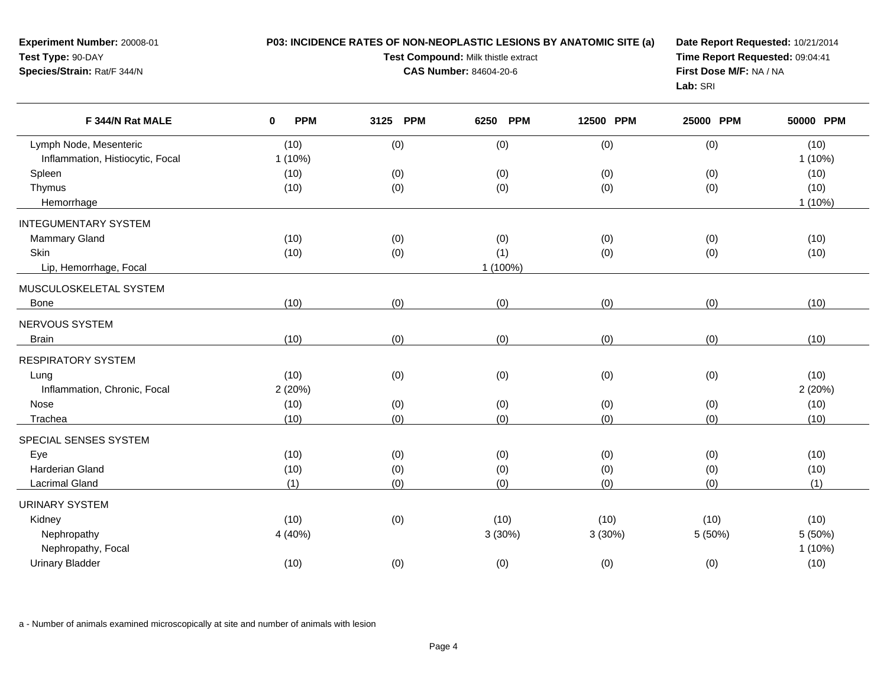**Experiment Number:** 20008-01
**Test Type:** 90-DAY
**Species/Strain:** Rat/F 344/N

**P03: INCIDENCE RATES OF NON-NEOPLASTIC LESIONS BY ANATOMIC SITE (a)**
**Test Compound:** Milk thistle extract
**CAS Number:** 84604-20-6

**Date Report Requested:** 10/21/2014
**Time Report Requested:** 09:04:41
**First Dose M/F:** NA / NA
**Lab:** SRI

| F 344/N Rat MALE | 0 PPM | 3125 PPM | 6250 PPM | 12500 PPM | 25000 PPM | 50000 PPM |
|---|---|---|---|---|---|---|
| Lymph Node, Mesenteric | (10) | (0) | (0) | (0) | (0) | (10) |
| Inflammation, Histiocytic, Focal | 1 (10%) | | | | | 1 (10%) |
| Spleen | (10) | (0) | (0) | (0) | (0) | (10) |
| Thymus | (10) | (0) | (0) | (0) | (0) | (10) |
| Hemorrhage | | | | | | 1 (10%) |
| INTEGUMENTARY SYSTEM | | | | | | |
| Mammary Gland | (10) | (0) | (0) | (0) | (0) | (10) |
| Skin | (10) | (0) | (1) | (0) | (0) | (10) |
| Lip, Hemorrhage, Focal | | | 1 (100%) | | | |
| MUSCULOSKELETAL SYSTEM | | | | | | |
| Bone | (10) | (0) | (0) | (0) | (0) | (10) |
| NERVOUS SYSTEM | | | | | | |
| Brain | (10) | (0) | (0) | (0) | (0) | (10) |
| RESPIRATORY SYSTEM | | | | | | |
| Lung | (10) | (0) | (0) | (0) | (0) | (10) |
| Inflammation, Chronic, Focal | 2 (20%) | | | | | 2 (20%) |
| Nose | (10) | (0) | (0) | (0) | (0) | (10) |
| Trachea | (10) | (0) | (0) | (0) | (0) | (10) |
| SPECIAL SENSES SYSTEM | | | | | | |
| Eye | (10) | (0) | (0) | (0) | (0) | (10) |
| Harderian Gland | (10) | (0) | (0) | (0) | (0) | (10) |
| Lacrimal Gland | (1) | (0) | (0) | (0) | (0) | (1) |
| URINARY SYSTEM | | | | | | |
| Kidney | (10) | (0) | (10) | (10) | (10) | (10) |
| Nephropathy | 4 (40%) | | 3 (30%) | 3 (30%) | 5 (50%) | 5 (50%) |
| Nephropathy, Focal | | | | | | 1 (10%) |
| Urinary Bladder | (10) | (0) | (0) | (0) | (0) | (10) |

a - Number of animals examined microscopically at site and number of animals with lesion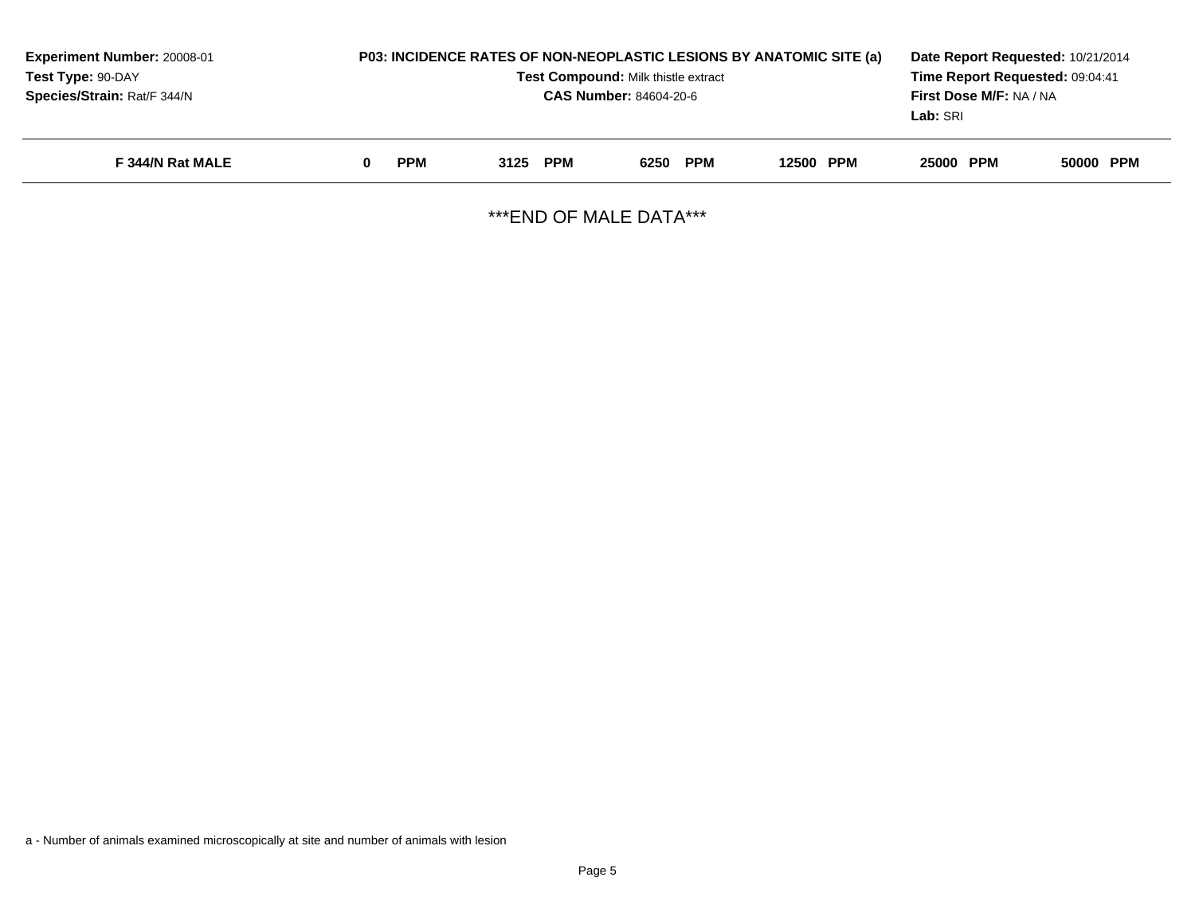**Experiment Number:** 20008-01
**Test Type:** 90-DAY
**Species/Strain:** Rat/F 344/N

**P03: INCIDENCE RATES OF NON-NEOPLASTIC LESIONS BY ANATOMIC SITE (a)**
**Test Compound:** Milk thistle extract
**CAS Number:** 84604-20-6

**Date Report Requested:** 10/21/2014
**Time Report Requested:** 09:04:41
**First Dose M/F:** NA / NA
**Lab:** SRI

| F 344/N Rat MALE | 0 PPM | 3125 PPM | 6250 PPM | 12500 PPM | 25000 PPM | 50000 PPM |
|---|---|---|---|---|---|---|

***END OF MALE DATA***

a - Number of animals examined microscopically at site and number of animals with lesion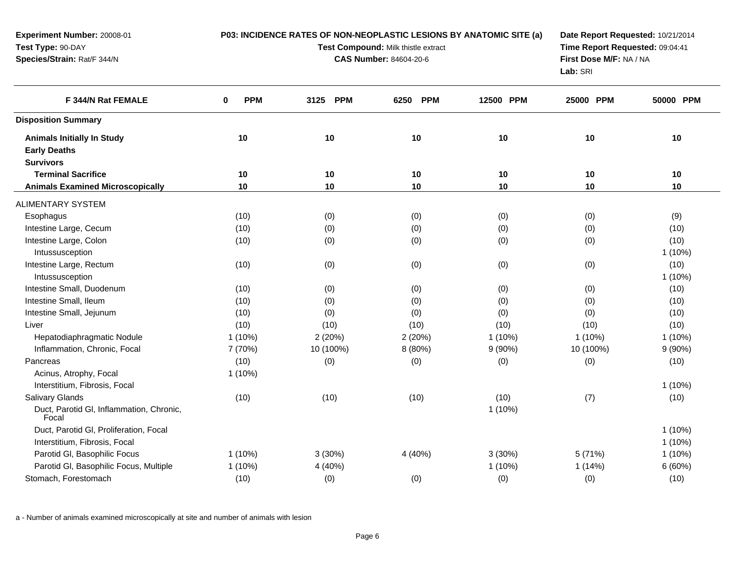**Experiment Number:** 20008-01
**Test Type:** 90-DAY
**Species/Strain:** Rat/F 344/N

**P03: INCIDENCE RATES OF NON-NEOPLASTIC LESIONS BY ANATOMIC SITE (a)**
**Test Compound:** Milk thistle extract
**CAS Number:** 84604-20-6

**Date Report Requested:** 10/21/2014
**Time Report Requested:** 09:04:41
**First Dose M/F:** NA / NA
**Lab:** SRI

| F 344/N Rat FEMALE | 0 PPM | 3125 PPM | 6250 PPM | 12500 PPM | 25000 PPM | 50000 PPM |
|---|---|---|---|---|---|---|
| **Disposition Summary** | | | | | | |
| **Animals Initially In Study** | 10 | 10 | 10 | 10 | 10 | 10 |
| **Early Deaths** | | | | | | |
| **Survivors** | | | | | | |
| **Terminal Sacrifice** | 10 | 10 | 10 | 10 | 10 | 10 |
| **Animals Examined Microscopically** | 10 | 10 | 10 | 10 | 10 | 10 |
| ALIMENTARY SYSTEM | | | | | | |
| Esophagus | (10) | (0) | (0) | (0) | (0) | (9) |
| Intestine Large, Cecum | (10) | (0) | (0) | (0) | (0) | (10) |
| Intestine Large, Colon | (10) | (0) | (0) | (0) | (0) | (10) |
| Intussusception | | | | | | 1 (10%) |
| Intestine Large, Rectum | (10) | (0) | (0) | (0) | (0) | (10) |
| Intussusception | | | | | | 1 (10%) |
| Intestine Small, Duodenum | (10) | (0) | (0) | (0) | (0) | (10) |
| Intestine Small, Ileum | (10) | (0) | (0) | (0) | (0) | (10) |
| Intestine Small, Jejunum | (10) | (0) | (0) | (0) | (0) | (10) |
| Liver | (10) | (10) | (10) | (10) | (10) | (10) |
| Hepatodiaphragmatic Nodule | 1 (10%) | 2 (20%) | 2 (20%) | 1 (10%) | 1 (10%) | 1 (10%) |
| Inflammation, Chronic, Focal | 7 (70%) | 10 (100%) | 8 (80%) | 9 (90%) | 10 (100%) | 9 (90%) |
| Pancreas | (10) | (0) | (0) | (0) | (0) | (10) |
| Acinus, Atrophy, Focal | 1 (10%) | | | | | |
| Interstitium, Fibrosis, Focal | | | | | | 1 (10%) |
| Salivary Glands | (10) | (10) | (10) | (10) | (7) | (10) |
| Duct, Parotid Gl, Inflammation, Chronic, Focal | | | | 1 (10%) | | |
| Duct, Parotid Gl, Proliferation, Focal | | | | | | 1 (10%) |
| Interstitium, Fibrosis, Focal | | | | | | 1 (10%) |
| Parotid Gl, Basophilic Focus | 1 (10%) | 3 (30%) | 4 (40%) | 3 (30%) | 5 (71%) | 1 (10%) |
| Parotid Gl, Basophilic Focus, Multiple | 1 (10%) | 4 (40%) | | 1 (10%) | 1 (14%) | 6 (60%) |
| Stomach, Forestomach | (10) | (0) | (0) | (0) | (0) | (10) |

a - Number of animals examined microscopically at site and number of animals with lesion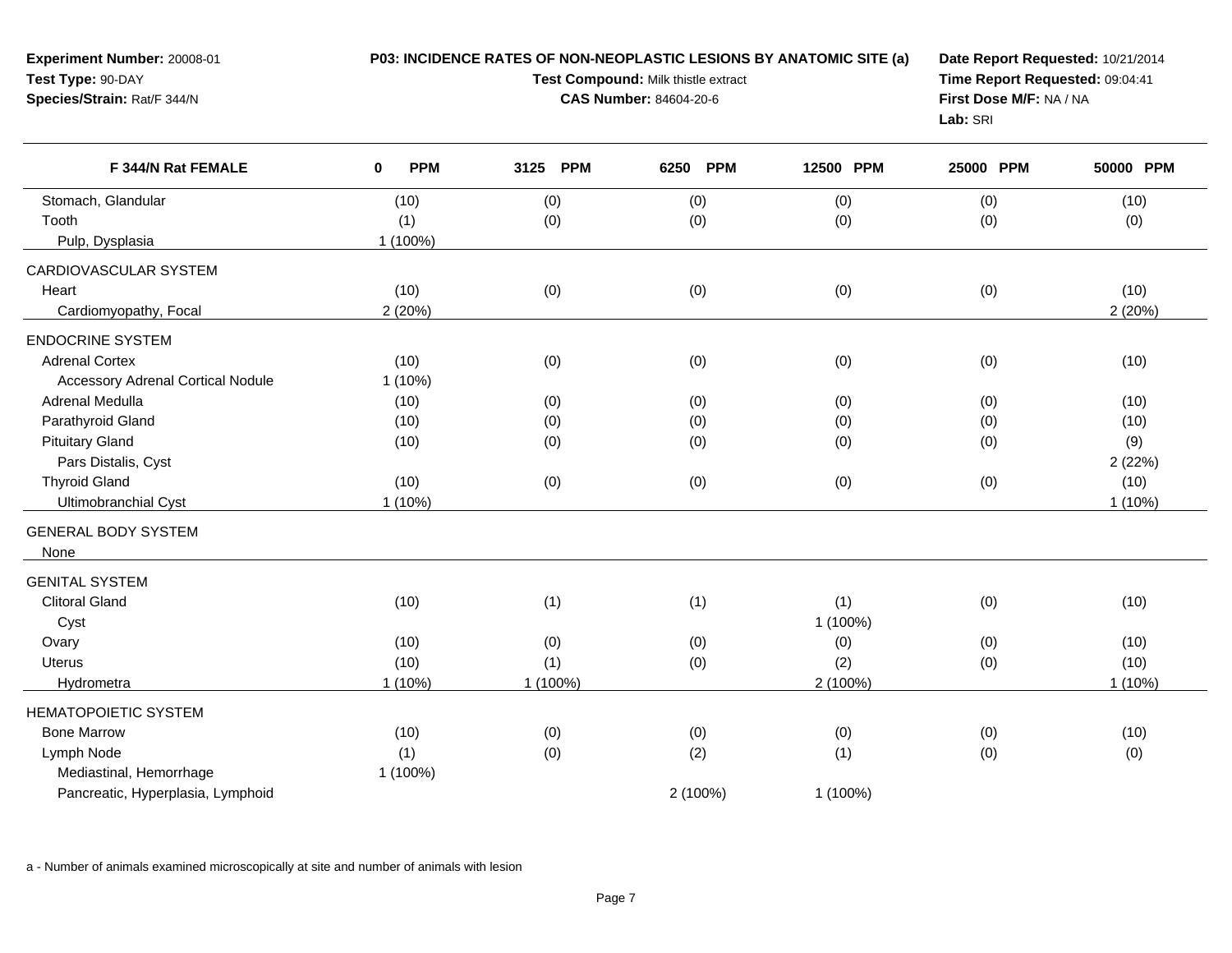**Experiment Number:** 20008-01
**Test Type:** 90-DAY
**Species/Strain:** Rat/F 344/N

**P03: INCIDENCE RATES OF NON-NEOPLASTIC LESIONS BY ANATOMIC SITE (a)**
**Test Compound:** Milk thistle extract
**CAS Number:** 84604-20-6

**Date Report Requested:** 10/21/2014
**Time Report Requested:** 09:04:41
**First Dose M/F:** NA / NA
**Lab:** SRI

| F 344/N Rat FEMALE | 0 PPM | 3125 PPM | 6250 PPM | 12500 PPM | 25000 PPM | 50000 PPM |
|---|---|---|---|---|---|---|
| Stomach, Glandular | (10) | (0) | (0) | (0) | (0) | (10) |
| Tooth | (1) | (0) | (0) | (0) | (0) | (0) |
| Pulp, Dysplasia | 1 (100%) | | | | | |
| CARDIOVASCULAR SYSTEM | | | | | | |
| Heart | (10) | (0) | (0) | (0) | (0) | (10) |
| Cardiomyopathy, Focal | 2 (20%) | | | | | 2 (20%) |
| ENDOCRINE SYSTEM | | | | | | |
| Adrenal Cortex | (10) | (0) | (0) | (0) | (0) | (10) |
| Accessory Adrenal Cortical Nodule | 1 (10%) | | | | | |
| Adrenal Medulla | (10) | (0) | (0) | (0) | (0) | (10) |
| Parathyroid Gland | (10) | (0) | (0) | (0) | (0) | (10) |
| Pituitary Gland | (10) | (0) | (0) | (0) | (0) | (9) |
| Pars Distalis, Cyst | | | | | | 2 (22%) |
| Thyroid Gland | (10) | (0) | (0) | (0) | (0) | (10) |
| Ultimobranchial Cyst | 1 (10%) | | | | | 1 (10%) |
| GENERAL BODY SYSTEM | | | | | | |
| None | | | | | | |
| GENITAL SYSTEM | | | | | | |
| Clitoral Gland | (10) | (1) | (1) | (1) | (0) | (10) |
| Cyst | | | | 1 (100%) | | |
| Ovary | (10) | (0) | (0) | (0) | (0) | (10) |
| Uterus | (10) | (1) | (0) | (2) | (0) | (10) |
| Hydrometra | 1 (10%) | 1 (100%) | | 2 (100%) | | 1 (10%) |
| HEMATOPOIETIC SYSTEM | | | | | | |
| Bone Marrow | (10) | (0) | (0) | (0) | (0) | (10) |
| Lymph Node | (1) | (0) | (2) | (1) | (0) | (0) |
| Mediastinal, Hemorrhage | 1 (100%) | | | | | |
| Pancreatic, Hyperplasia, Lymphoid | | | 2 (100%) | 1 (100%) | | |

a - Number of animals examined microscopically at site and number of animals with lesion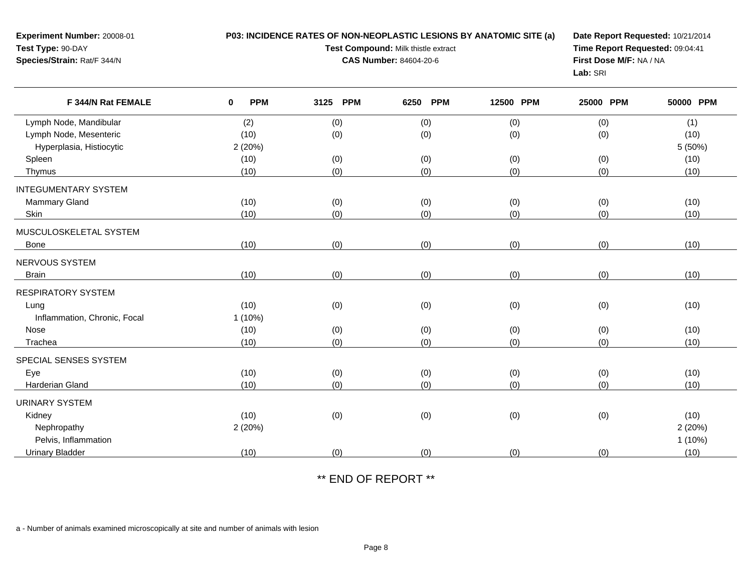**Experiment Number:** 20008-01
**Test Type:** 90-DAY
**Species/Strain:** Rat/F 344/N

**P03: INCIDENCE RATES OF NON-NEOPLASTIC LESIONS BY ANATOMIC SITE (a)**
**Test Compound:** Milk thistle extract
**CAS Number:** 84604-20-6

**Date Report Requested:** 10/21/2014
**Time Report Requested:** 09:04:41
**First Dose M/F:** NA / NA
**Lab:** SRI

| F 344/N Rat FEMALE | 0 PPM | 3125 PPM | 6250 PPM | 12500 PPM | 25000 PPM | 50000 PPM |
|---|---|---|---|---|---|---|
| Lymph Node, Mandibular | (2) | (0) | (0) | (0) | (0) | (1) |
| Lymph Node, Mesenteric | (10) | (0) | (0) | (0) | (0) | (10) |
| Hyperplasia, Histiocytic | 2 (20%) | | | | | 5 (50%) |
| Spleen | (10) | (0) | (0) | (0) | (0) | (10) |
| Thymus | (10) | (0) | (0) | (0) | (0) | (10) |
| INTEGUMENTARY SYSTEM | | | | | | |
| Mammary Gland | (10) | (0) | (0) | (0) | (0) | (10) |
| Skin | (10) | (0) | (0) | (0) | (0) | (10) |
| MUSCULOSKELETAL SYSTEM | | | | | | |
| Bone | (10) | (0) | (0) | (0) | (0) | (10) |
| NERVOUS SYSTEM | | | | | | |
| Brain | (10) | (0) | (0) | (0) | (0) | (10) |
| RESPIRATORY SYSTEM | | | | | | |
| Lung | (10) | (0) | (0) | (0) | (0) | (10) |
| Inflammation, Chronic, Focal | 1 (10%) | | | | | |
| Nose | (10) | (0) | (0) | (0) | (0) | (10) |
| Trachea | (10) | (0) | (0) | (0) | (0) | (10) |
| SPECIAL SENSES SYSTEM | | | | | | |
| Eye | (10) | (0) | (0) | (0) | (0) | (10) |
| Harderian Gland | (10) | (0) | (0) | (0) | (0) | (10) |
| URINARY SYSTEM | | | | | | |
| Kidney | (10) | (0) | (0) | (0) | (0) | (10) |
| Nephropathy | 2 (20%) | | | | | 2 (20%) |
| Pelvis, Inflammation | | | | | | 1 (10%) |
| Urinary Bladder | (10) | (0) | (0) | (0) | (0) | (10) |

** END OF REPORT **

a - Number of animals examined microscopically at site and number of animals with lesion